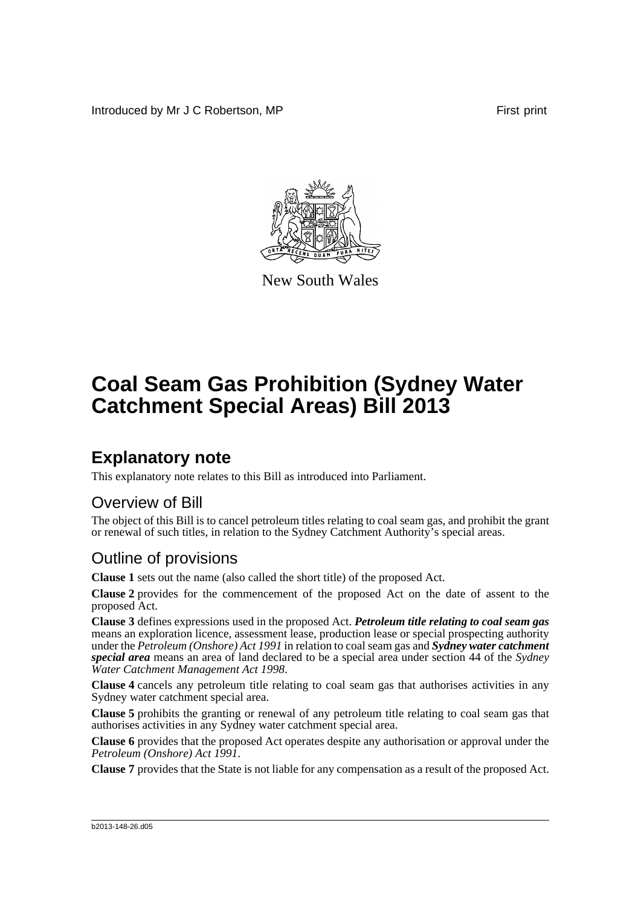Introduced by Mr J C Robertson, MP First print

New South Wales

# Coal Seam Gas Prohibition (Sydney Water Catchment Special Areas) Bill 2013

## Explanatory note

This explanatory note relates to this Bill as introduced into Parliament.

### Overview of Bill

The object of this Bill is to cancel petroleum titles relating to coal seam gas, and prohibit the grant or renewal of such titles, in relation to the Sydney Catchment Authority's special areas.

### Outline of provisions

**Clause 1** sets out the name (also called the short title) of the proposed Act.

**Clause 2** provides for the commencement of the proposed Act on the date of assent to the proposed Act.

**Clause 3** defines expressions used in the proposed Act. ***Petroleum title relating to coal seam gas*** means an exploration licence, assessment lease, production lease or special prospecting authority under the *Petroleum (Onshore) Act 1991* in relation to coal seam gas and ***Sydney water catchment special area*** means an area of land declared to be a special area under section 44 of the *Sydney Water Catchment Management Act 1998*.

**Clause 4** cancels any petroleum title relating to coal seam gas that authorises activities in any Sydney water catchment special area.

**Clause 5** prohibits the granting or renewal of any petroleum title relating to coal seam gas that authorises activities in any Sydney water catchment special area.

**Clause 6** provides that the proposed Act operates despite any authorisation or approval under the *Petroleum (Onshore) Act 1991*.

**Clause 7** provides that the State is not liable for any compensation as a result of the proposed Act.

b2013-148-26.d05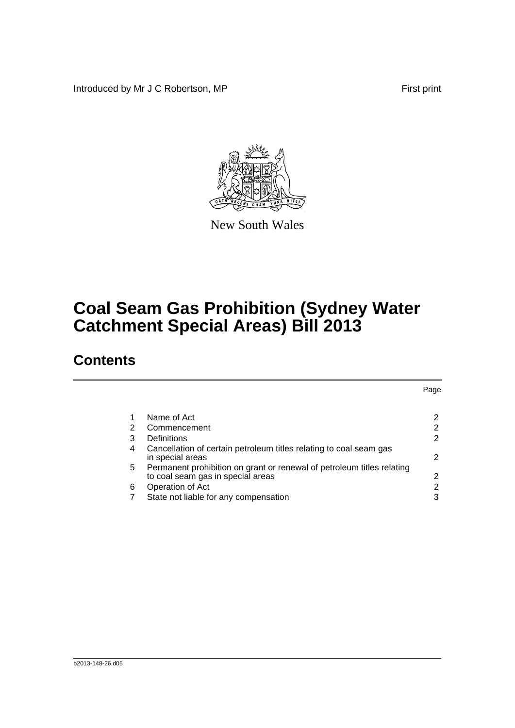Introduced by Mr J C Robertson, MP First print

New South Wales

# Coal Seam Gas Prohibition (Sydney Water Catchment Special Areas) Bill 2013

## Contents

| | | Page |
|---|---|---|
| 1 | Name of Act | 2 |
| 2 | Commencement | 2 |
| 3 | Definitions | 2 |
| 4 | Cancellation of certain petroleum titles relating to coal seam gas in special areas | 2 |
| 5 | Permanent prohibition on grant or renewal of petroleum titles relating to coal seam gas in special areas | 2 |
| 6 | Operation of Act | 2 |
| 7 | State not liable for any compensation | 3 |

b2013-148-26.d05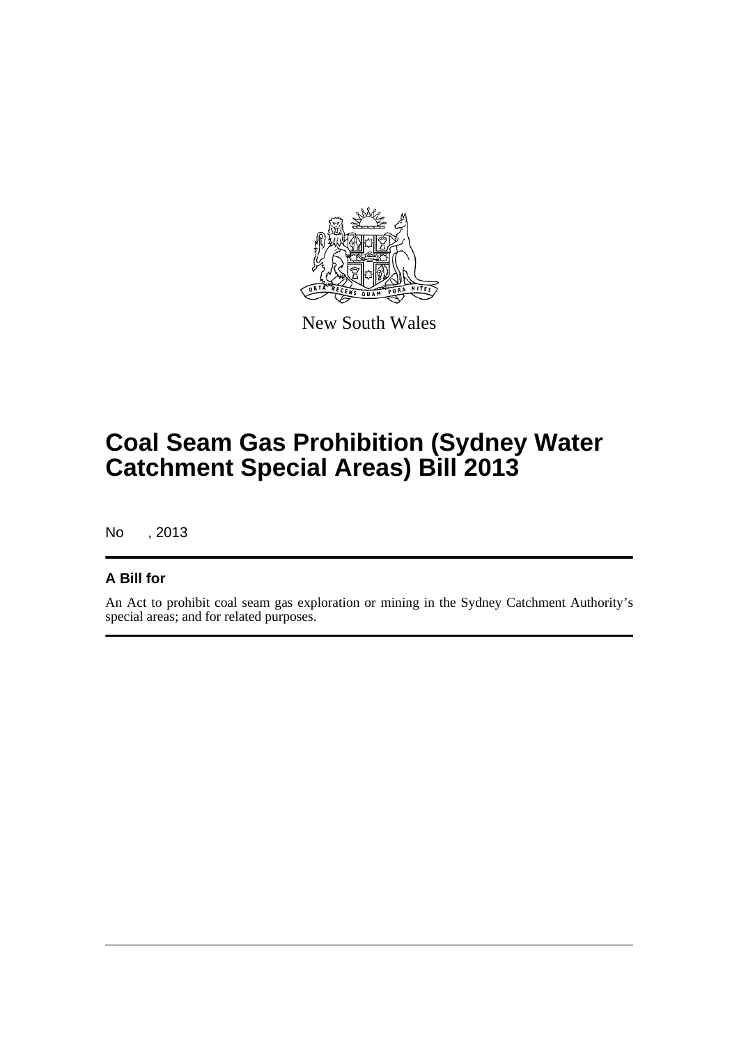New South Wales

# Coal Seam Gas Prohibition (Sydney Water Catchment Special Areas) Bill 2013

No , 2013

## A Bill for

An Act to prohibit coal seam gas exploration or mining in the Sydney Catchment Authority's special areas; and for related purposes.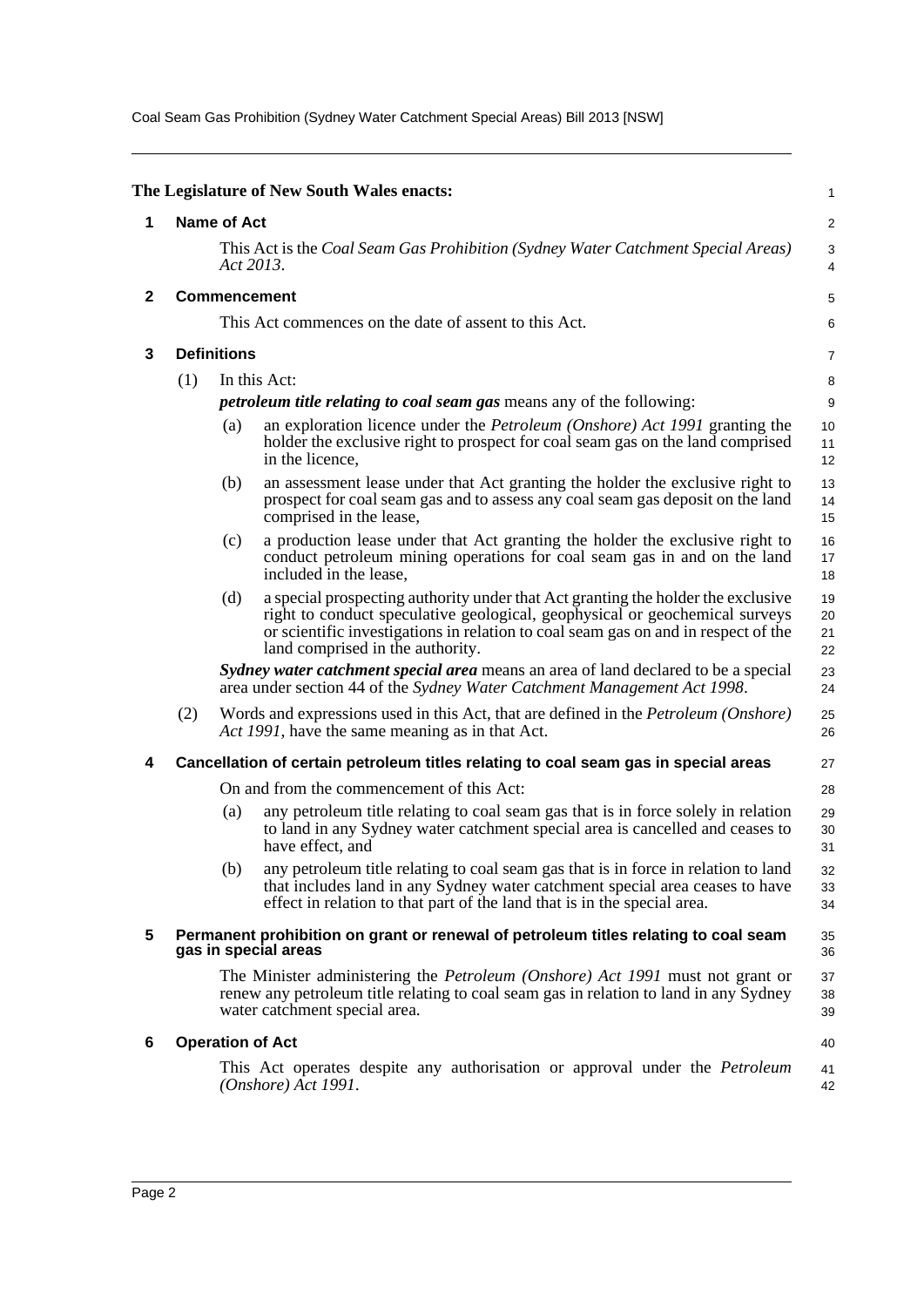The Legislature of New South Wales enacts:

## 1 Name of Act

This Act is the *Coal Seam Gas Prohibition (Sydney Water Catchment Special Areas) Act 2013*.

## 2 Commencement

This Act commences on the date of assent to this Act.

## 3 Definitions

(1) In this Act:

***petroleum title relating to coal seam gas*** means any of the following:

(a) an exploration licence under the *Petroleum (Onshore) Act 1991* granting the holder the exclusive right to prospect for coal seam gas on the land comprised in the licence,

(b) an assessment lease under that Act granting the holder the exclusive right to prospect for coal seam gas and to assess any coal seam gas deposit on the land comprised in the lease,

(c) a production lease under that Act granting the holder the exclusive right to conduct petroleum mining operations for coal seam gas in and on the land included in the lease,

(d) a special prospecting authority under that Act granting the holder the exclusive right to conduct speculative geological, geophysical or geochemical surveys or scientific investigations in relation to coal seam gas on and in respect of the land comprised in the authority.

***Sydney water catchment special area*** means an area of land declared to be a special area under section 44 of the *Sydney Water Catchment Management Act 1998*.

(2) Words and expressions used in this Act, that are defined in the *Petroleum (Onshore) Act 1991*, have the same meaning as in that Act.

## 4 Cancellation of certain petroleum titles relating to coal seam gas in special areas

On and from the commencement of this Act:

(a) any petroleum title relating to coal seam gas that is in force solely in relation to land in any Sydney water catchment special area is cancelled and ceases to have effect, and

(b) any petroleum title relating to coal seam gas that is in force in relation to land that includes land in any Sydney water catchment special area ceases to have effect in relation to that part of the land that is in the special area.

## 5 Permanent prohibition on grant or renewal of petroleum titles relating to coal seam gas in special areas

The Minister administering the *Petroleum (Onshore) Act 1991* must not grant or renew any petroleum title relating to coal seam gas in relation to land in any Sydney water catchment special area.

## 6 Operation of Act

This Act operates despite any authorisation or approval under the *Petroleum (Onshore) Act 1991*.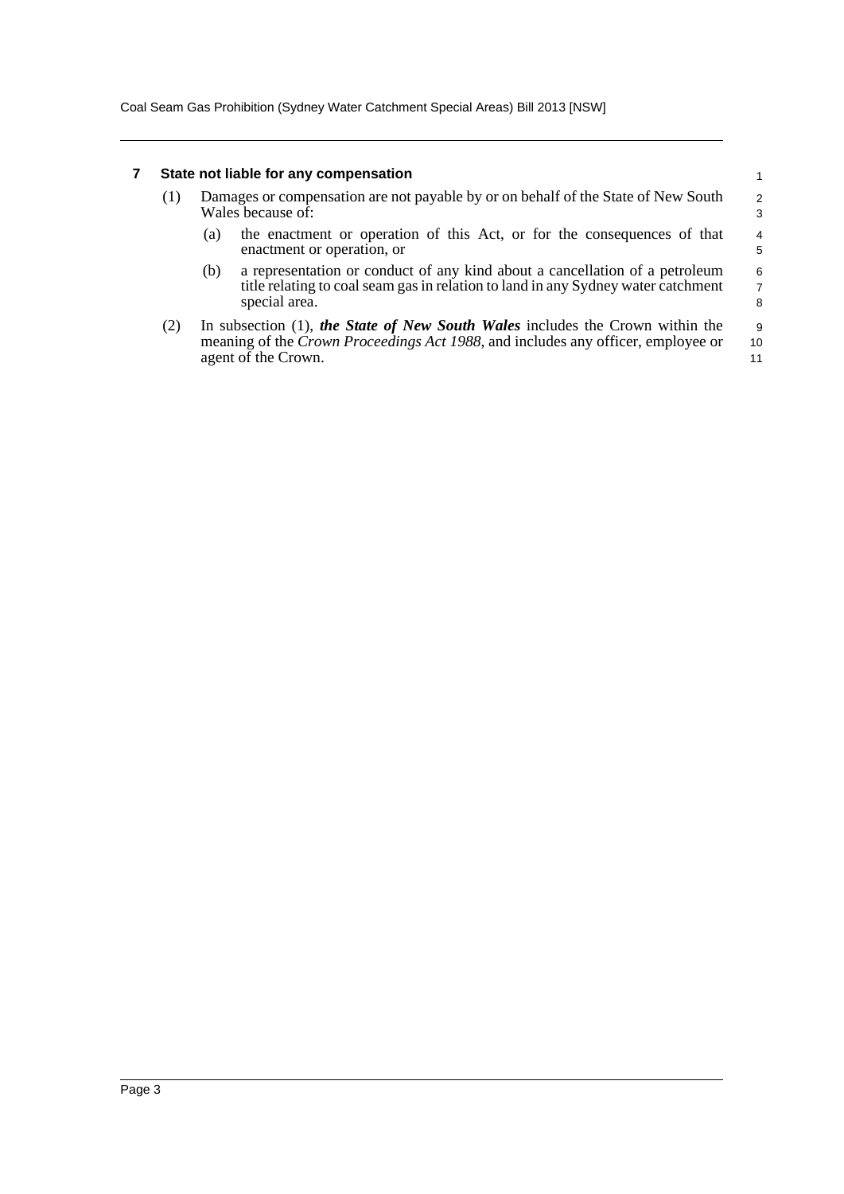### 7 State not liable for any compensation

(1) Damages or compensation are not payable by or on behalf of the State of New South Wales because of:

(a) the enactment or operation of this Act, or for the consequences of that enactment or operation, or

(b) a representation or conduct of any kind about a cancellation of a petroleum title relating to coal seam gas in relation to land in any Sydney water catchment special area.

(2) In subsection (1), ***the State of New South Wales*** includes the Crown within the meaning of the *Crown Proceedings Act 1988*, and includes any officer, employee or agent of the Crown.